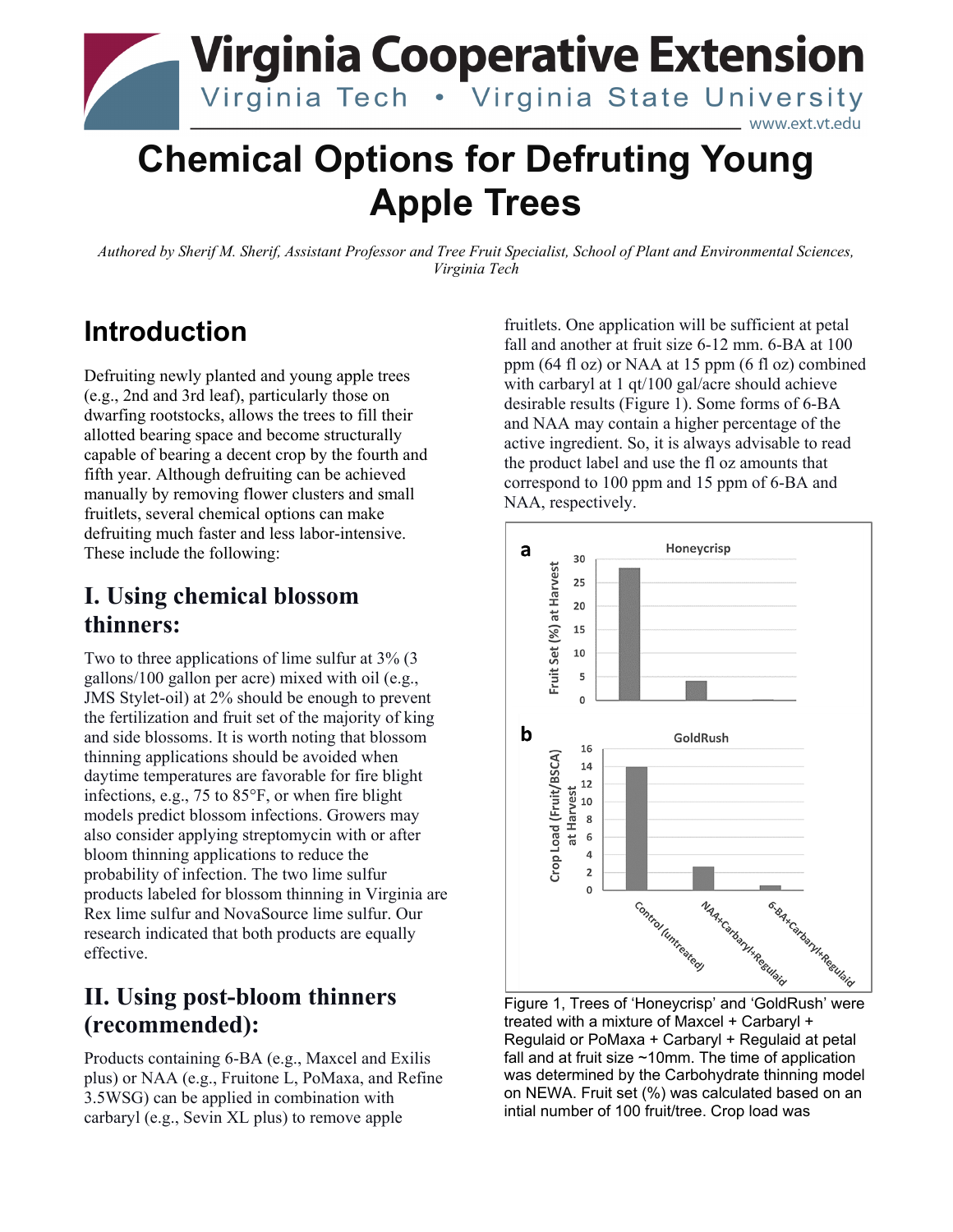# Virginia Cooperative Extension

Virginia Tech • Virginia State University

www.ext.vt.edu

# Chemical Options for Defruting Young Apple Trees

*Authored by Sherif M. Sherif, Assistant Professor and Tree Fruit Specialist, School of Plant and Environmental Sciences, Virginia Tech*

## Introduction

Defruiting newly planted and young apple trees (e.g., 2nd and 3rd leaf), particularly those on dwarfing rootstocks, allows the trees to fill their allotted bearing space and become structurally capable of bearing a decent crop by the fourth and fifth year. Although defruiting can be achieved manually by removing flower clusters and small fruitlets, several chemical options can make defruiting much faster and less labor-intensive. These include the following:

## I. Using chemical blossom thinners:

Two to three applications of lime sulfur at 3% (3 gallons/100 gallon per acre) mixed with oil (e.g., JMS Stylet-oil) at 2% should be enough to prevent the fertilization and fruit set of the majority of king and side blossoms. It is worth noting that blossom thinning applications should be avoided when daytime temperatures are favorable for fire blight infections, e.g., 75 to 85°F, or when fire blight models predict blossom infections. Growers may also consider applying streptomycin with or after bloom thinning applications to reduce the probability of infection. The two lime sulfur products labeled for blossom thinning in Virginia are Rex lime sulfur and NovaSource lime sulfur. Our research indicated that both products are equally effective.

## II. Using post-bloom thinners (recommended):

Products containing 6-BA (e.g., Maxcel and Exilis plus) or NAA (e.g., Fruitone L, PoMaxa, and Refine 3.5WSG) can be applied in combination with carbaryl (e.g., Sevin XL plus) to remove apple fruitlets. One application will be sufficient at petal fall and another at fruit size 6-12 mm. 6-BA at 100 ppm (64 fl oz) or NAA at 15 ppm (6 fl oz) combined with carbaryl at 1 qt/100 gal/acre should achieve desirable results (Figure 1). Some forms of 6-BA and NAA may contain a higher percentage of the active ingredient. So, it is always advisable to read the product label and use the fl oz amounts that correspond to 100 ppm and 15 ppm of 6-BA and NAA, respectively.

Figure 1, Trees of 'Honeycrisp' and 'GoldRush' were treated with a mixture of Maxcel + Carbaryl + Regulaid or PoMaxa + Carbaryl + Regulaid at petal fall and at fruit size ~10mm. The time of application was determined by the Carbohydrate thinning model on NEWA. Fruit set (%) was calculated based on an intial number of 100 fruit/tree. Crop load was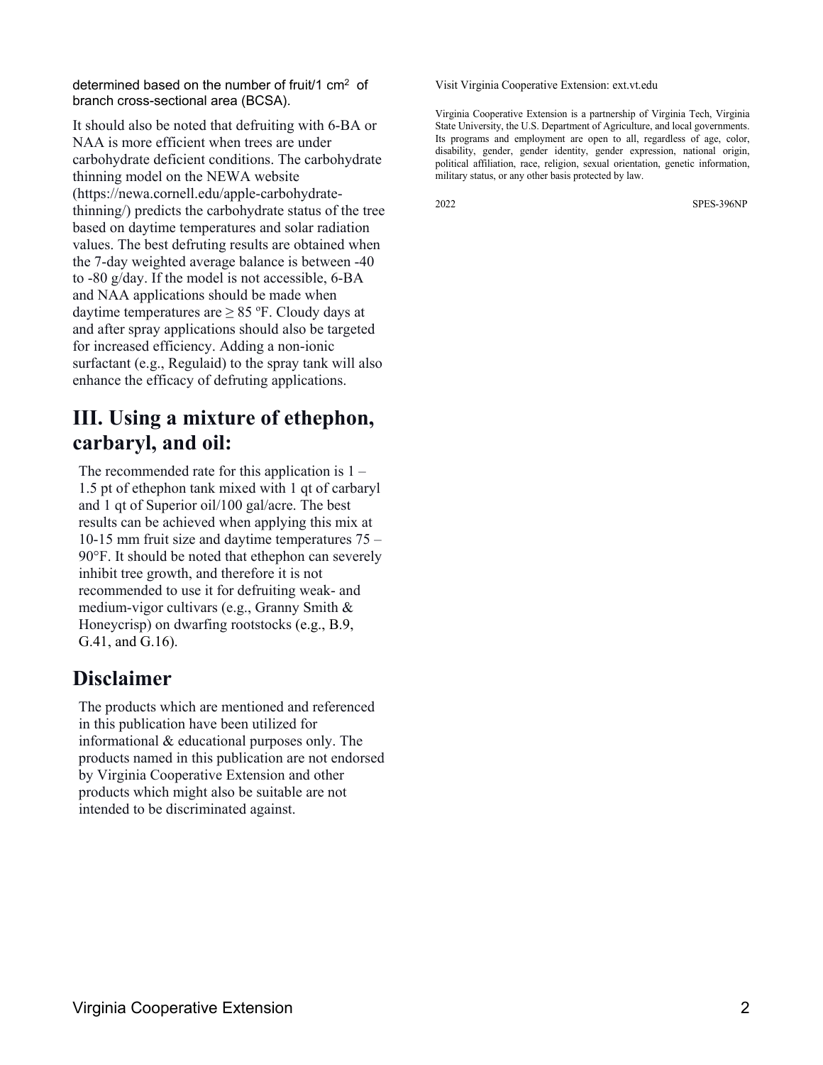determined based on the number of fruit/1 $cm^2$ of branch cross-sectional area (BCSA).

It should also be noted that defruiting with 6-BA or NAA is more efficient when trees are under carbohydrate deficient conditions. The carbohydrate thinning model on the NEWA website (https://newa.cornell.edu/apple-carbohydrate-thinning/) predicts the carbohydrate status of the tree based on daytime temperatures and solar radiation values. The best defruting results are obtained when the 7-day weighted average balance is between -40 to -80 g/day. If the model is not accessible, 6-BA and NAA applications should be made when daytime temperatures are ≥ 85 ºF. Cloudy days at and after spray applications should also be targeted for increased efficiency. Adding a non-ionic surfactant (e.g., Regulaid) to the spray tank will also enhance the efficacy of defruting applications.

## III. Using a mixture of ethephon, carbaryl, and oil:

The recommended rate for this application is 1 – 1.5 pt of ethephon tank mixed with 1 qt of carbaryl and 1 qt of Superior oil/100 gal/acre. The best results can be achieved when applying this mix at 10-15 mm fruit size and daytime temperatures 75 – 90°F. It should be noted that ethephon can severely inhibit tree growth, and therefore it is not recommended to use it for defruiting weak- and medium-vigor cultivars (e.g., Granny Smith & Honeycrisp) on dwarfing rootstocks (e.g., B.9, G.41, and G.16).

## Disclaimer

The products which are mentioned and referenced in this publication have been utilized for informational & educational purposes only. The products named in this publication are not endorsed by Virginia Cooperative Extension and other products which might also be suitable are not intended to be discriminated against.

Visit Virginia Cooperative Extension: ext.vt.edu

Virginia Cooperative Extension is a partnership of Virginia Tech, Virginia State University, the U.S. Department of Agriculture, and local governments. Its programs and employment are open to all, regardless of age, color, disability, gender, gender identity, gender expression, national origin, political affiliation, race, religion, sexual orientation, genetic information, military status, or any other basis protected by law.

2022 SPES-396NP